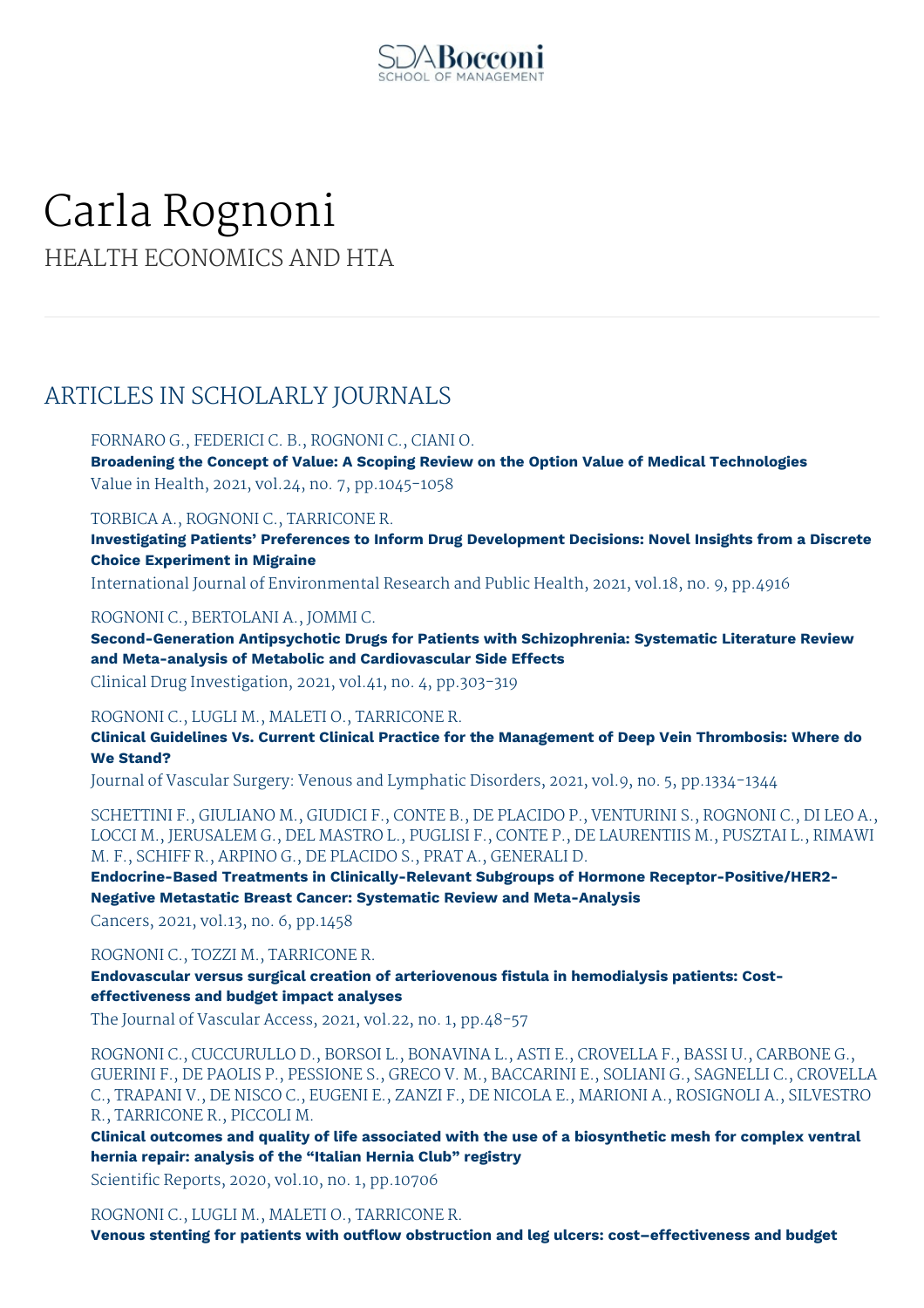# Carla Rognoni

HEALTH ECONOMICS AND HTA

## ARTICLES IN SCHOLARLY JOURNALS

FORNARO G., FEDERICI C. B., ROGNONI C., CIANI O.
**Broadening the Concept of Value: A Scoping Review on the Option Value of Medical Technologies**
Value in Health, 2021, vol.24, no. 7, pp.1045-1058

TORBICA A., ROGNONI C., TARRICONE R.
**Investigating Patients' Preferences to Inform Drug Development Decisions: Novel Insights from a Discrete Choice Experiment in Migraine**
International Journal of Environmental Research and Public Health, 2021, vol.18, no. 9, pp.4916

ROGNONI C., BERTOLANI A., JOMMI C.
**Second-Generation Antipsychotic Drugs for Patients with Schizophrenia: Systematic Literature Review and Meta-analysis of Metabolic and Cardiovascular Side Effects**
Clinical Drug Investigation, 2021, vol.41, no. 4, pp.303-319

ROGNONI C., LUGLI M., MALETI O., TARRICONE R.
**Clinical Guidelines Vs. Current Clinical Practice for the Management of Deep Vein Thrombosis: Where do We Stand?**
Journal of Vascular Surgery: Venous and Lymphatic Disorders, 2021, vol.9, no. 5, pp.1334-1344

SCHETTINI F., GIULIANO M., GIUDICI F., CONTE B., DE PLACIDO P., VENTURINI S., ROGNONI C., DI LEO A., LOCCI M., JERUSALEM G., DEL MASTRO L., PUGLISI F., CONTE P., DE LAURENTIIS M., PUSZTAI L., RIMAWI M. F., SCHIFF R., ARPINO G., DE PLACIDO S., PRAT A., GENERALI D.
**Endocrine-Based Treatments in Clinically-Relevant Subgroups of Hormone Receptor-Positive/HER2-Negative Metastatic Breast Cancer: Systematic Review and Meta-Analysis**
Cancers, 2021, vol.13, no. 6, pp.1458

ROGNONI C., TOZZI M., TARRICONE R.
**Endovascular versus surgical creation of arteriovenous fistula in hemodialysis patients: Cost-effectiveness and budget impact analyses**
The Journal of Vascular Access, 2021, vol.22, no. 1, pp.48-57

ROGNONI C., CUCCURULLO D., BORSOI L., BONAVINA L., ASTI E., CROVELLA F., BASSI U., CARBONE G., GUERINI F., DE PAOLIS P., PESSIONE S., GRECO V. M., BACCARINI E., SOLIANI G., SAGNELLI C., CROVELLA C., TRAPANI V., DE NISCO C., EUGENI E., ZANZI F., DE NICOLA E., MARIONI A., ROSIGNOLI A., SILVESTRO R., TARRICONE R., PICCOLI M.
**Clinical outcomes and quality of life associated with the use of a biosynthetic mesh for complex ventral hernia repair: analysis of the "Italian Hernia Club" registry**
Scientific Reports, 2020, vol.10, no. 1, pp.10706

ROGNONI C., LUGLI M., MALETI O., TARRICONE R.
**Venous stenting for patients with outflow obstruction and leg ulcers: cost–effectiveness and budget**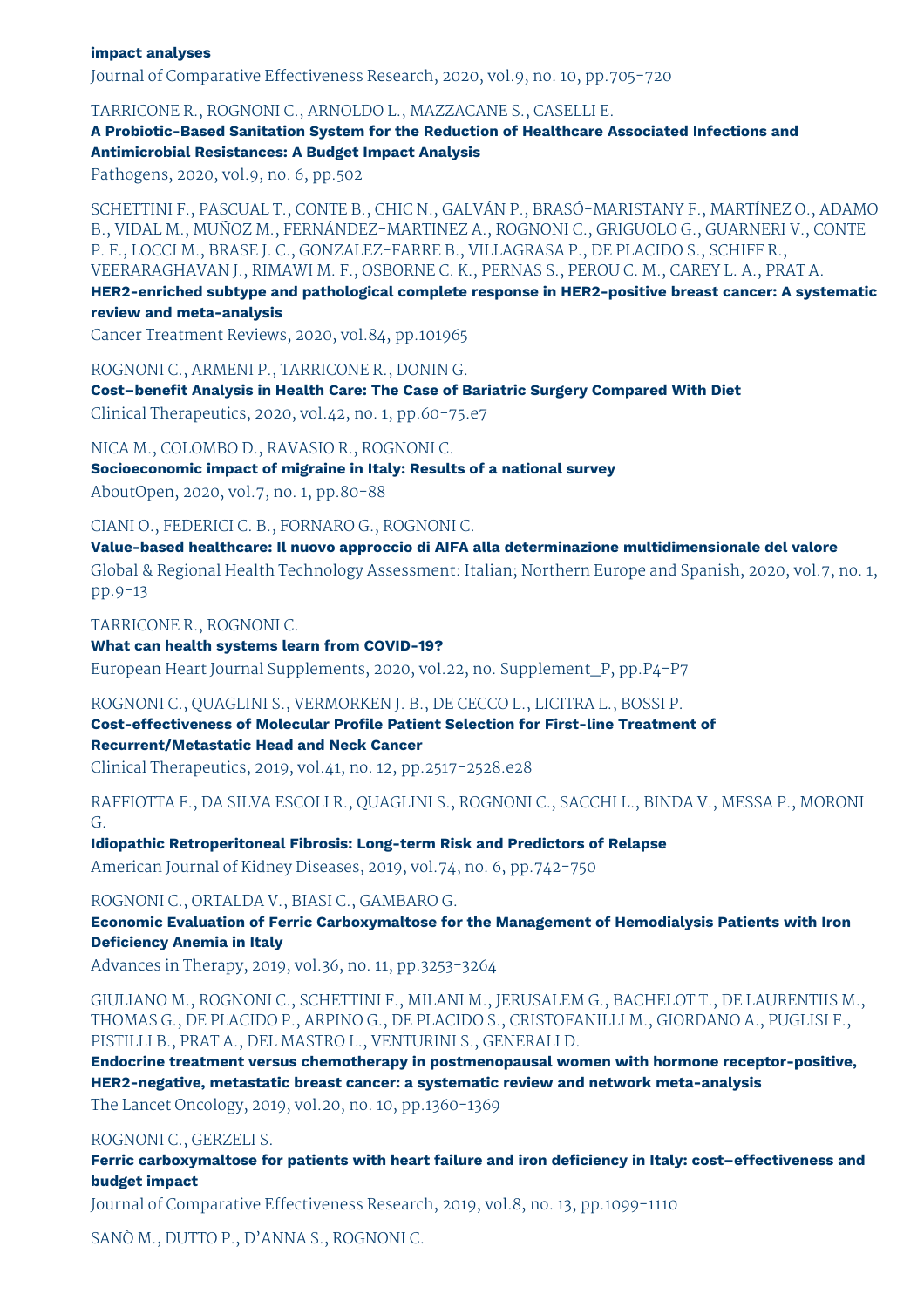**impact analyses**

Journal of Comparative Effectiveness Research, 2020, vol.9, no. 10, pp.705-720

TARRICONE R., ROGNONI C., ARNOLDO L., MAZZACANE S., CASELLI E.

**A Probiotic-Based Sanitation System for the Reduction of Healthcare Associated Infections and Antimicrobial Resistances: A Budget Impact Analysis**

Pathogens, 2020, vol.9, no. 6, pp.502

SCHETTINI F., PASCUAL T., CONTE B., CHIC N., GALVÁN P., BRASÓ-MARISTANY F., MARTÍNEZ O., ADAMO B., VIDAL M., MUÑOZ M., FERNÁNDEZ-MARTINEZ A., ROGNONI C., GRIGUOLO G., GUARNERI V., CONTE P. F., LOCCI M., BRASE J. C., GONZALEZ-FARRE B., VILLAGRASA P., DE PLACIDO S., SCHIFF R., VEERARAGHAVAN J., RIMAWI M. F., OSBORNE C. K., PERNAS S., PEROU C. M., CAREY L. A., PRAT A.

**HER2-enriched subtype and pathological complete response in HER2-positive breast cancer: A systematic review and meta-analysis**

Cancer Treatment Reviews, 2020, vol.84, pp.101965

ROGNONI C., ARMENI P., TARRICONE R., DONIN G.

**Cost–benefit Analysis in Health Care: The Case of Bariatric Surgery Compared With Diet**

Clinical Therapeutics, 2020, vol.42, no. 1, pp.60-75.e7

NICA M., COLOMBO D., RAVASIO R., ROGNONI C.

**Socioeconomic impact of migraine in Italy: Results of a national survey**

AboutOpen, 2020, vol.7, no. 1, pp.80-88

CIANI O., FEDERICI C. B., FORNARO G., ROGNONI C.

**Value-based healthcare: Il nuovo approccio di AIFA alla determinazione multidimensionale del valore**

Global & Regional Health Technology Assessment: Italian; Northern Europe and Spanish, 2020, vol.7, no. 1, pp.9-13

TARRICONE R., ROGNONI C.

**What can health systems learn from COVID-19?**

European Heart Journal Supplements, 2020, vol.22, no. Supplement_P, pp.P4-P7

ROGNONI C., QUAGLINI S., VERMORKEN J. B., DE CECCO L., LICITRA L., BOSSI P.

**Cost-effectiveness of Molecular Profile Patient Selection for First-line Treatment of Recurrent/Metastatic Head and Neck Cancer**

Clinical Therapeutics, 2019, vol.41, no. 12, pp.2517-2528.e28

RAFFIOTTA F., DA SILVA ESCOLI R., QUAGLINI S., ROGNONI C., SACCHI L., BINDA V., MESSA P., MORONI G.

**Idiopathic Retroperitoneal Fibrosis: Long-term Risk and Predictors of Relapse**

American Journal of Kidney Diseases, 2019, vol.74, no. 6, pp.742-750

ROGNONI C., ORTALDA V., BIASI C., GAMBARO G.

**Economic Evaluation of Ferric Carboxymaltose for the Management of Hemodialysis Patients with Iron Deficiency Anemia in Italy**

Advances in Therapy, 2019, vol.36, no. 11, pp.3253-3264

GIULIANO M., ROGNONI C., SCHETTINI F., MILANI M., JERUSALEM G., BACHELOT T., DE LAURENTIIS M., THOMAS G., DE PLACIDO P., ARPINO G., DE PLACIDO S., CRISTOFANILLI M., GIORDANO A., PUGLISI F., PISTILLI B., PRAT A., DEL MASTRO L., VENTURINI S., GENERALI D.

**Endocrine treatment versus chemotherapy in postmenopausal women with hormone receptor-positive, HER2-negative, metastatic breast cancer: a systematic review and network meta-analysis**

The Lancet Oncology, 2019, vol.20, no. 10, pp.1360-1369

ROGNONI C., GERZELI S.

**Ferric carboxymaltose for patients with heart failure and iron deficiency in Italy: cost–effectiveness and budget impact**

Journal of Comparative Effectiveness Research, 2019, vol.8, no. 13, pp.1099-1110

SANÒ M., DUTTO P., D'ANNA S., ROGNONI C.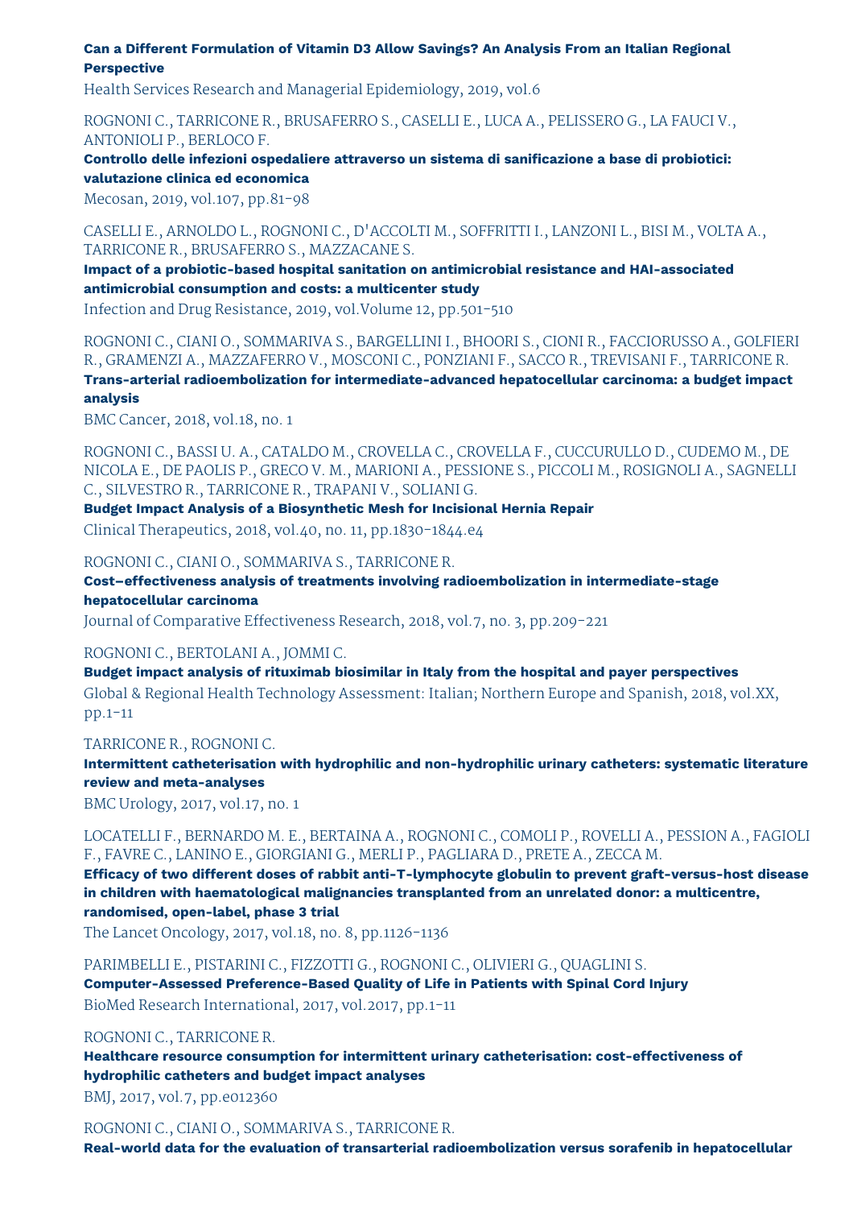**Can a Different Formulation of Vitamin D3 Allow Savings? An Analysis From an Italian Regional Perspective**
Health Services Research and Managerial Epidemiology, 2019, vol.6

ROGNONI C., TARRICONE R., BRUSAFERRO S., CASELLI E., LUCA A., PELISSERO G., LA FAUCI V., ANTONIOLI P., BERLOCO F.
**Controllo delle infezioni ospedaliere attraverso un sistema di sanificazione a base di probiotici: valutazione clinica ed economica**
Mecosan, 2019, vol.107, pp.81-98

CASELLI E., ARNOLDO L., ROGNONI C., D'ACCOLTI M., SOFFRITTI I., LANZONI L., BISI M., VOLTA A., TARRICONE R., BRUSAFERRO S., MAZZACANE S.
**Impact of a probiotic-based hospital sanitation on antimicrobial resistance and HAI-associated antimicrobial consumption and costs: a multicenter study**
Infection and Drug Resistance, 2019, vol.Volume 12, pp.501-510

ROGNONI C., CIANI O., SOMMARIVA S., BARGELLINI I., BHOORI S., CIONI R., FACCIORUSSO A., GOLFIERI R., GRAMENZI A., MAZZAFERRO V., MOSCONI C., PONZIANI F., SACCO R., TREVISANI F., TARRICONE R.
**Trans-arterial radioembolization for intermediate-advanced hepatocellular carcinoma: a budget impact analysis**
BMC Cancer, 2018, vol.18, no. 1

ROGNONI C., BASSI U. A., CATALDO M., CROVELLA C., CROVELLA F., CUCCURULLO D., CUDEMO M., DE NICOLA E., DE PAOLIS P., GRECO V. M., MARIONI A., PESSIONE S., PICCOLI M., ROSIGNOLI A., SAGNELLI C., SILVESTRO R., TARRICONE R., TRAPANI V., SOLIANI G.
**Budget Impact Analysis of a Biosynthetic Mesh for Incisional Hernia Repair**
Clinical Therapeutics, 2018, vol.40, no. 11, pp.1830-1844.e4

ROGNONI C., CIANI O., SOMMARIVA S., TARRICONE R.
**Cost–effectiveness analysis of treatments involving radioembolization in intermediate-stage hepatocellular carcinoma**
Journal of Comparative Effectiveness Research, 2018, vol.7, no. 3, pp.209-221

ROGNONI C., BERTOLANI A., JOMMI C.
**Budget impact analysis of rituximab biosimilar in Italy from the hospital and payer perspectives**
Global & Regional Health Technology Assessment: Italian; Northern Europe and Spanish, 2018, vol.XX, pp.1-11

TARRICONE R., ROGNONI C.
**Intermittent catheterisation with hydrophilic and non-hydrophilic urinary catheters: systematic literature review and meta-analyses**
BMC Urology, 2017, vol.17, no. 1

LOCATELLI F., BERNARDO M. E., BERTAINA A., ROGNONI C., COMOLI P., ROVELLI A., PESSION A., FAGIOLI F., FAVRE C., LANINO E., GIORGIANI G., MERLI P., PAGLIARA D., PRETE A., ZECCA M.
**Efficacy of two different doses of rabbit anti-T-lymphocyte globulin to prevent graft-versus-host disease in children with haematological malignancies transplanted from an unrelated donor: a multicentre, randomised, open-label, phase 3 trial**
The Lancet Oncology, 2017, vol.18, no. 8, pp.1126-1136

PARIMBELLI E., PISTARINI C., FIZZOTTI G., ROGNONI C., OLIVIERI G., QUAGLINI S.
**Computer-Assessed Preference-Based Quality of Life in Patients with Spinal Cord Injury**
BioMed Research International, 2017, vol.2017, pp.1-11

ROGNONI C., TARRICONE R.
**Healthcare resource consumption for intermittent urinary catheterisation: cost-effectiveness of hydrophilic catheters and budget impact analyses**
BMJ, 2017, vol.7, pp.e012360

ROGNONI C., CIANI O., SOMMARIVA S., TARRICONE R.
**Real-world data for the evaluation of transarterial radioembolization versus sorafenib in hepatocellular**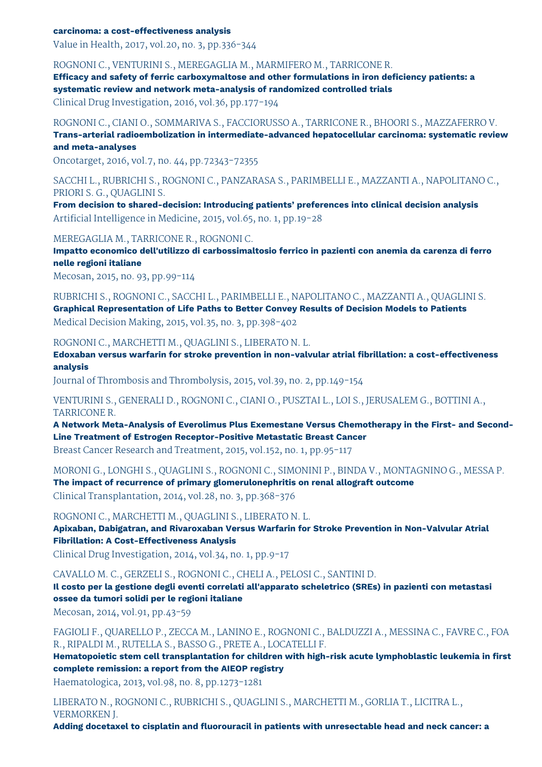**carcinoma: a cost-effectiveness analysis**
Value in Health, 2017, vol.20, no. 3, pp.336-344

ROGNONI C., VENTURINI S., MEREGAGLIA M., MARMIFERO M., TARRICONE R.
**Efficacy and safety of ferric carboxymaltose and other formulations in iron deficiency patients: a systematic review and network meta-analysis of randomized controlled trials**
Clinical Drug Investigation, 2016, vol.36, pp.177-194

ROGNONI C., CIANI O., SOMMARIVA S., FACCIORUSSO A., TARRICONE R., BHOORI S., MAZZAFERRO V.
**Trans-arterial radioembolization in intermediate-advanced hepatocellular carcinoma: systematic review and meta-analyses**
Oncotarget, 2016, vol.7, no. 44, pp.72343-72355

SACCHI L., RUBRICHI S., ROGNONI C., PANZARASA S., PARIMBELLI E., MAZZANTI A., NAPOLITANO C., PRIORI S. G., QUAGLINI S.
**From decision to shared-decision: Introducing patients' preferences into clinical decision analysis**
Artificial Intelligence in Medicine, 2015, vol.65, no. 1, pp.19-28

MEREGAGLIA M., TARRICONE R., ROGNONI C.
**Impatto economico dell'utilizzo di carbossimaltosio ferrico in pazienti con anemia da carenza di ferro nelle regioni italiane**
Mecosan, 2015, no. 93, pp.99-114

RUBRICHI S., ROGNONI C., SACCHI L., PARIMBELLI E., NAPOLITANO C., MAZZANTI A., QUAGLINI S.
**Graphical Representation of Life Paths to Better Convey Results of Decision Models to Patients**
Medical Decision Making, 2015, vol.35, no. 3, pp.398-402

ROGNONI C., MARCHETTI M., QUAGLINI S., LIBERATO N. L.
**Edoxaban versus warfarin for stroke prevention in non-valvular atrial fibrillation: a cost-effectiveness analysis**
Journal of Thrombosis and Thrombolysis, 2015, vol.39, no. 2, pp.149-154

VENTURINI S., GENERALI D., ROGNONI C., CIANI O., PUSZTAI L., LOI S., JERUSALEM G., BOTTINI A., TARRICONE R.
**A Network Meta-Analysis of Everolimus Plus Exemestane Versus Chemotherapy in the First- and Second-Line Treatment of Estrogen Receptor-Positive Metastatic Breast Cancer**
Breast Cancer Research and Treatment, 2015, vol.152, no. 1, pp.95-117

MORONI G., LONGHI S., QUAGLINI S., ROGNONI C., SIMONINI P., BINDA V., MONTAGNINO G., MESSA P.
**The impact of recurrence of primary glomerulonephritis on renal allograft outcome**
Clinical Transplantation, 2014, vol.28, no. 3, pp.368-376

ROGNONI C., MARCHETTI M., QUAGLINI S., LIBERATO N. L.
**Apixaban, Dabigatran, and Rivaroxaban Versus Warfarin for Stroke Prevention in Non-Valvular Atrial Fibrillation: A Cost-Effectiveness Analysis**
Clinical Drug Investigation, 2014, vol.34, no. 1, pp.9-17

CAVALLO M. C., GERZELI S., ROGNONI C., CHELI A., PELOSI C., SANTINI D.
**Il costo per la gestione degli eventi correlati all'apparato scheletrico (SREs) in pazienti con metastasi ossee da tumori solidi per le regioni italiane**
Mecosan, 2014, vol.91, pp.43-59

FAGIOLI F., QUARELLO P., ZECCA M., LANINO E., ROGNONI C., BALDUZZI A., MESSINA C., FAVRE C., FOA R., RIPALDI M., RUTELLA S., BASSO G., PRETE A., LOCATELLI F.
**Hematopoietic stem cell transplantation for children with high-risk acute lymphoblastic leukemia in first complete remission: a report from the AIEOP registry**
Haematologica, 2013, vol.98, no. 8, pp.1273-1281

LIBERATO N., ROGNONI C., RUBRICHI S., QUAGLINI S., MARCHETTI M., GORLIA T., LICITRA L., VERMORKEN J.
**Adding docetaxel to cisplatin and fluorouracil in patients with unresectable head and neck cancer: a**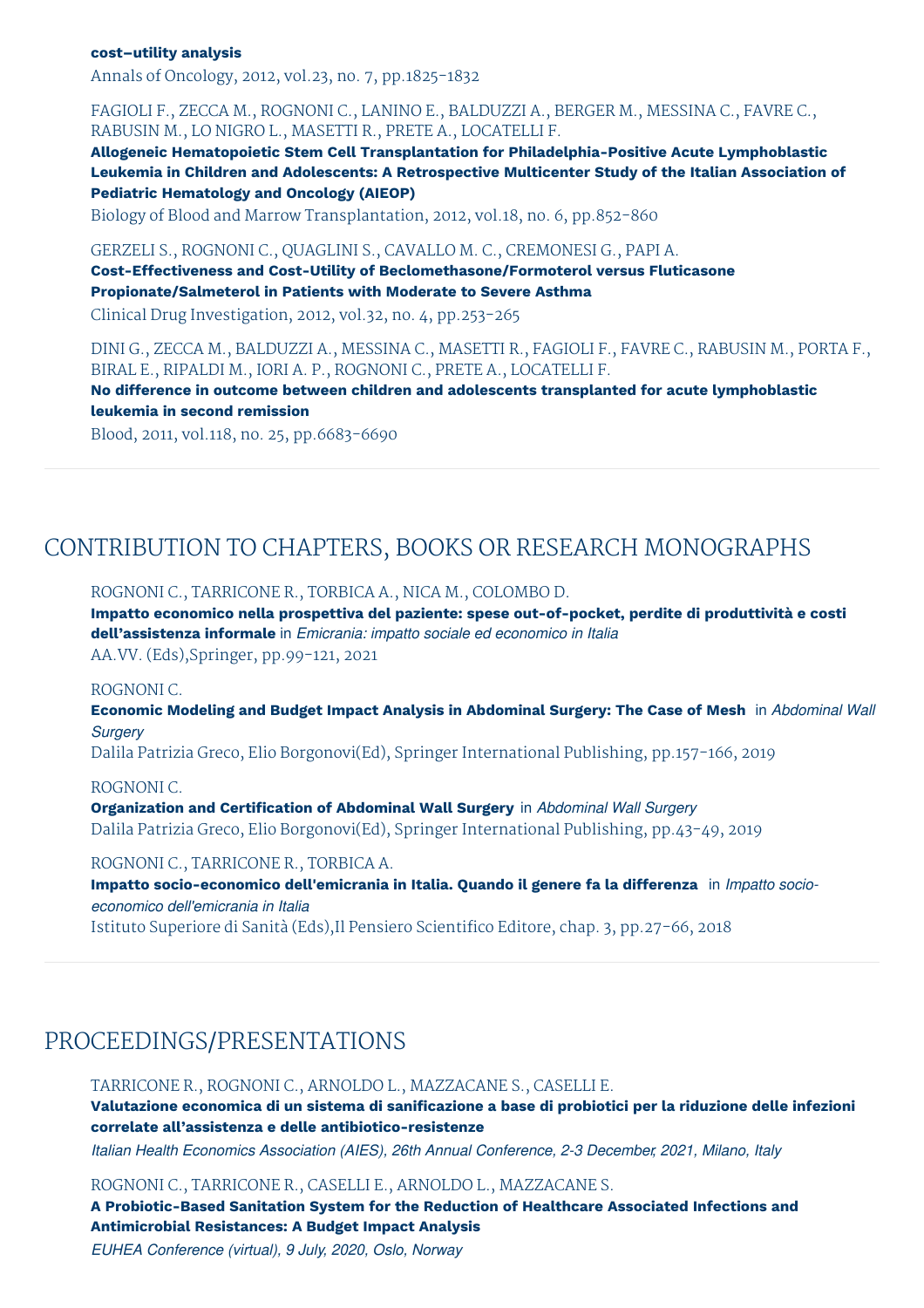**cost–utility analysis**
Annals of Oncology, 2012, vol.23, no. 7, pp.1825-1832

FAGIOLI F., ZECCA M., ROGNONI C., LANINO E., BALDUZZI A., BERGER M., MESSINA C., FAVRE C., RABUSIN M., LO NIGRO L., MASETTI R., PRETE A., LOCATELLI F.
**Allogeneic Hematopoietic Stem Cell Transplantation for Philadelphia-Positive Acute Lymphoblastic Leukemia in Children and Adolescents: A Retrospective Multicenter Study of the Italian Association of Pediatric Hematology and Oncology (AIEOP)**
Biology of Blood and Marrow Transplantation, 2012, vol.18, no. 6, pp.852-860

GERZELI S., ROGNONI C., QUAGLINI S., CAVALLO M. C., CREMONESI G., PAPI A.
**Cost-Effectiveness and Cost-Utility of Beclomethasone/Formoterol versus Fluticasone Propionate/Salmeterol in Patients with Moderate to Severe Asthma**
Clinical Drug Investigation, 2012, vol.32, no. 4, pp.253-265

DINI G., ZECCA M., BALDUZZI A., MESSINA C., MASETTI R., FAGIOLI F., FAVRE C., RABUSIN M., PORTA F., BIRAL E., RIPALDI M., IORI A. P., ROGNONI C., PRETE A., LOCATELLI F.
**No difference in outcome between children and adolescents transplanted for acute lymphoblastic leukemia in second remission**
Blood, 2011, vol.118, no. 25, pp.6683-6690

## CONTRIBUTION TO CHAPTERS, BOOKS OR RESEARCH MONOGRAPHS

ROGNONI C., TARRICONE R., TORBICA A., NICA M., COLOMBO D.
**Impatto economico nella prospettiva del paziente: spese out-of-pocket, perdite di produttività e costi dell'assistenza informale** in *Emicrania: impatto sociale ed economico in Italia*
AA.VV. (Eds),Springer, pp.99-121, 2021

ROGNONI C.
**Economic Modeling and Budget Impact Analysis in Abdominal Surgery: The Case of Mesh** in *Abdominal Wall Surgery*
Dalila Patrizia Greco, Elio Borgonovi(Ed), Springer International Publishing, pp.157-166, 2019

ROGNONI C.
**Organization and Certification of Abdominal Wall Surgery** in *Abdominal Wall Surgery*
Dalila Patrizia Greco, Elio Borgonovi(Ed), Springer International Publishing, pp.43-49, 2019

ROGNONI C., TARRICONE R., TORBICA A.
**Impatto socio-economico dell'emicrania in Italia. Quando il genere fa la differenza** in *Impatto socio-economico dell'emicrania in Italia*
Istituto Superiore di Sanità (Eds),Il Pensiero Scientifico Editore, chap. 3, pp.27-66, 2018

## PROCEEDINGS/PRESENTATIONS

TARRICONE R., ROGNONI C., ARNOLDO L., MAZZACANE S., CASELLI E.
**Valutazione economica di un sistema di sanificazione a base di probiotici per la riduzione delle infezioni correlate all'assistenza e delle antibiotico-resistenze**
*Italian Health Economics Association (AIES), 26th Annual Conference, 2-3 December, 2021, Milano, Italy*

ROGNONI C., TARRICONE R., CASELLI E., ARNOLDO L., MAZZACANE S.
**A Probiotic-Based Sanitation System for the Reduction of Healthcare Associated Infections and Antimicrobial Resistances: A Budget Impact Analysis**
*EUHEA Conference (virtual), 9 July, 2020, Oslo, Norway*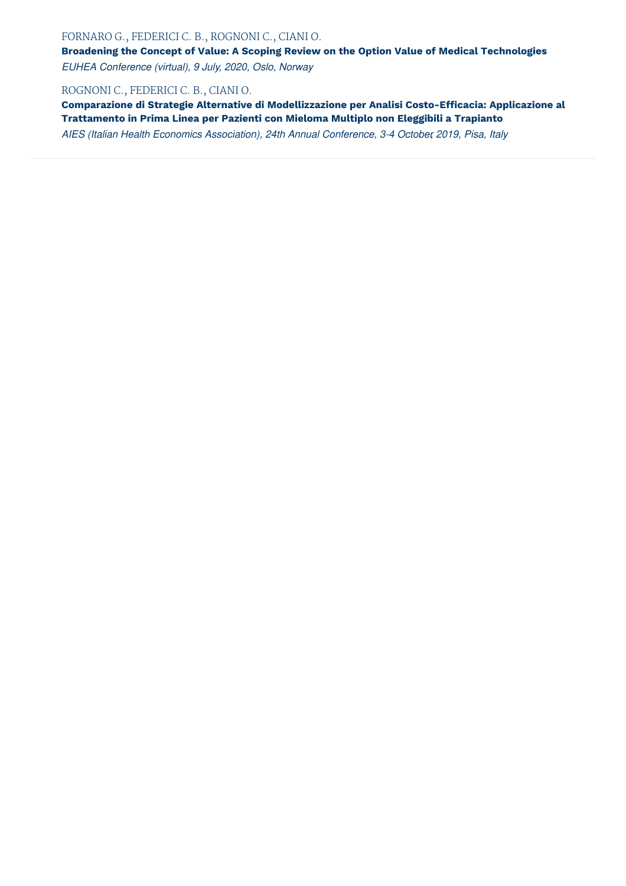FORNARO G., FEDERICI C. B., ROGNONI C., CIANI O.

**Broadening the Concept of Value: A Scoping Review on the Option Value of Medical Technologies**

*EUHEA Conference (virtual), 9 July, 2020, Oslo, Norway*

ROGNONI C., FEDERICI C. B., CIANI O.

**Comparazione di Strategie Alternative di Modellizzazione per Analisi Costo-Efficacia: Applicazione al Trattamento in Prima Linea per Pazienti con Mieloma Multiplo non Eleggibili a Trapianto**

*AIES (Italian Health Economics Association), 24th Annual Conference, 3-4 October, 2019, Pisa, Italy*